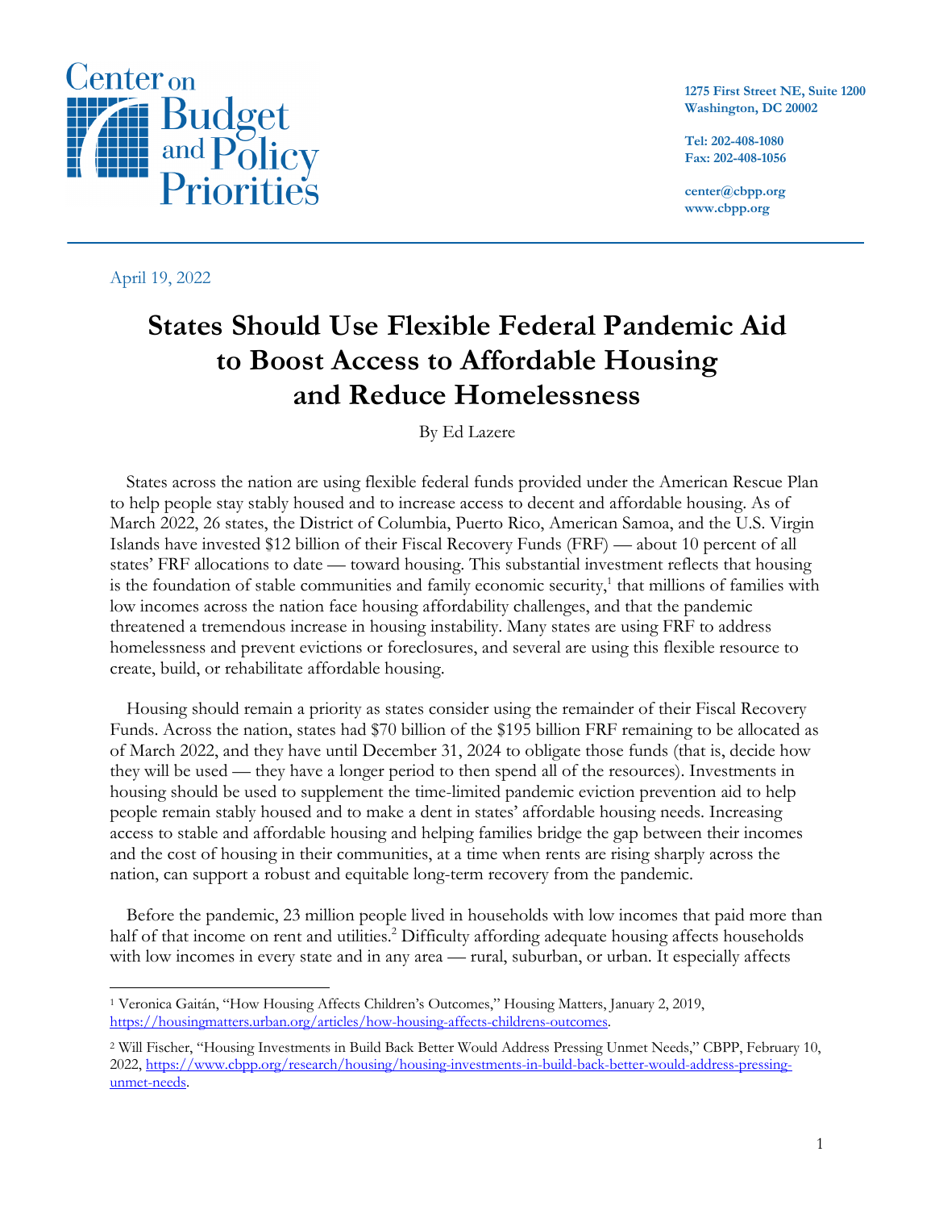Center on Budget and Policy Priorities

1275 First Street NE, Suite 1200
Washington, DC 20002

Tel: 202-408-1080
Fax: 202-408-1056

center@cbpp.org
www.cbpp.org

April 19, 2022

# States Should Use Flexible Federal Pandemic Aid to Boost Access to Affordable Housing and Reduce Homelessness

By Ed Lazere

States across the nation are using flexible federal funds provided under the American Rescue Plan to help people stay stably housed and to increase access to decent and affordable housing. As of March 2022, 26 states, the District of Columbia, Puerto Rico, American Samoa, and the U.S. Virgin Islands have invested $12 billion of their Fiscal Recovery Funds (FRF) — about 10 percent of all states' FRF allocations to date — toward housing. This substantial investment reflects that housing is the foundation of stable communities and family economic security,[1] that millions of families with low incomes across the nation face housing affordability challenges, and that the pandemic threatened a tremendous increase in housing instability. Many states are using FRF to address homelessness and prevent evictions or foreclosures, and several are using this flexible resource to create, build, or rehabilitate affordable housing.

Housing should remain a priority as states consider using the remainder of their Fiscal Recovery Funds. Across the nation, states had $70 billion of the $195 billion FRF remaining to be allocated as of March 2022, and they have until December 31, 2024 to obligate those funds (that is, decide how they will be used — they have a longer period to then spend all of the resources). Investments in housing should be used to supplement the time-limited pandemic eviction prevention aid to help people remain stably housed and to make a dent in states' affordable housing needs. Increasing access to stable and affordable housing and helping families bridge the gap between their incomes and the cost of housing in their communities, at a time when rents are rising sharply across the nation, can support a robust and equitable long-term recovery from the pandemic.

Before the pandemic, 23 million people lived in households with low incomes that paid more than half of that income on rent and utilities.[2] Difficulty affording adequate housing affects households with low incomes in every state and in any area — rural, suburban, or urban. It especially affects

---

[1] Veronica Gaitán, "How Housing Affects Children's Outcomes," Housing Matters, January 2, 2019, https://housingmatters.urban.org/articles/how-housing-affects-childrens-outcomes.

[2] Will Fischer, "Housing Investments in Build Back Better Would Address Pressing Unmet Needs," CBPP, February 10, 2022, https://www.cbpp.org/research/housing/housing-investments-in-build-back-better-would-address-pressing-unmet-needs.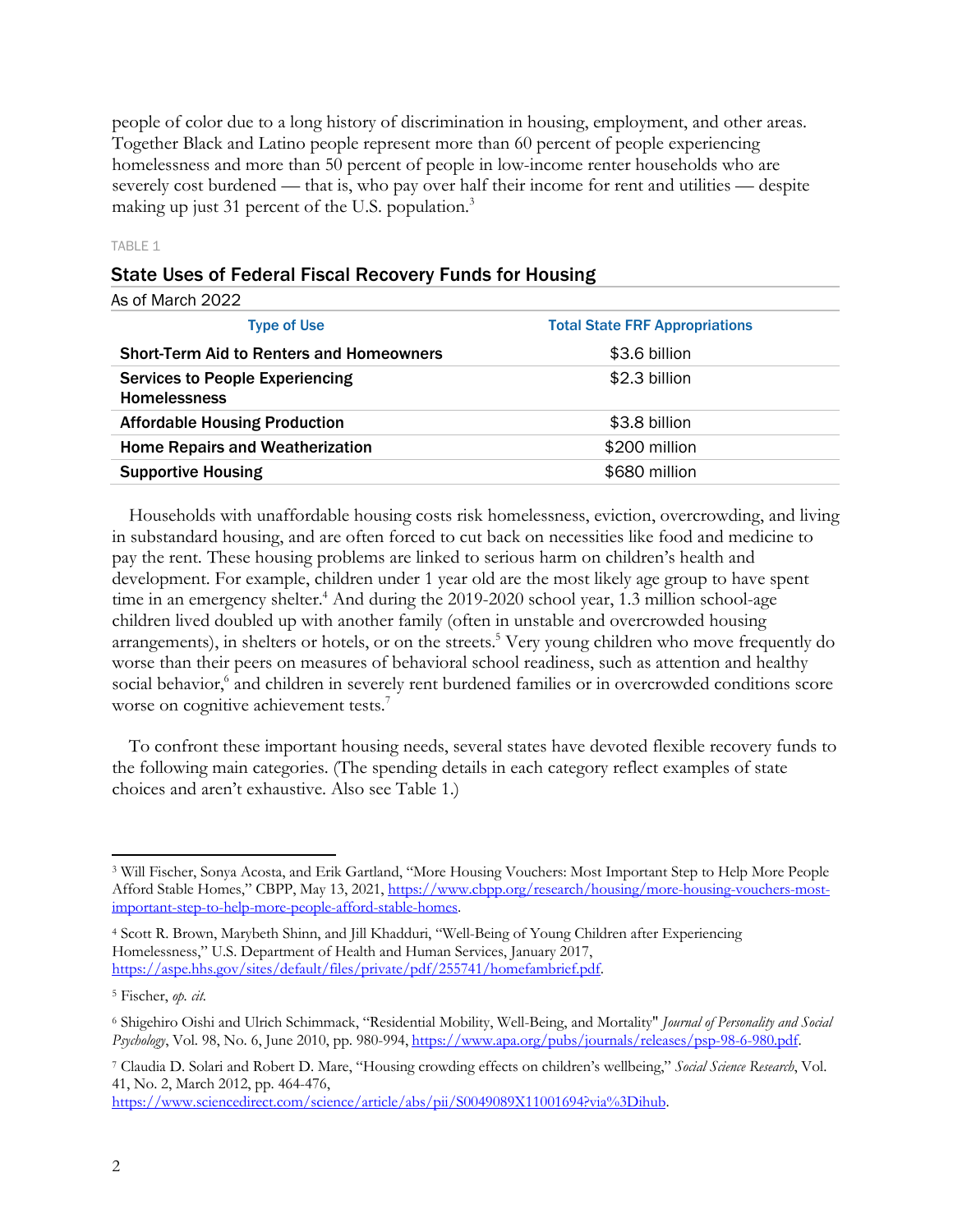people of color due to a long history of discrimination in housing, employment, and other areas. Together Black and Latino people represent more than 60 percent of people experiencing homelessness and more than 50 percent of people in low-income renter households who are severely cost burdened — that is, who pay over half their income for rent and utilities — despite making up just 31 percent of the U.S. population.[3]

TABLE 1

### State Uses of Federal Fiscal Recovery Funds for Housing

As of March 2022

| Type of Use | Total State FRF Appropriations |
|---|---|
| **Short-Term Aid to Renters and Homeowners** | $3.6 billion |
| **Services to People Experiencing Homelessness** | $2.3 billion |
| **Affordable Housing Production** | $3.8 billion |
| **Home Repairs and Weatherization** | $200 million |
| **Supportive Housing** | $680 million |

Households with unaffordable housing costs risk homelessness, eviction, overcrowding, and living in substandard housing, and are often forced to cut back on necessities like food and medicine to pay the rent. These housing problems are linked to serious harm on children's health and development. For example, children under 1 year old are the most likely age group to have spent time in an emergency shelter.[4] And during the 2019-2020 school year, 1.3 million school-age children lived doubled up with another family (often in unstable and overcrowded housing arrangements), in shelters or hotels, or on the streets.[5] Very young children who move frequently do worse than their peers on measures of behavioral school readiness, such as attention and healthy social behavior,[6] and children in severely rent burdened families or in overcrowded conditions score worse on cognitive achievement tests.[7]

To confront these important housing needs, several states have devoted flexible recovery funds to the following main categories. (The spending details in each category reflect examples of state choices and aren't exhaustive. Also see Table 1.)

---

[3] Will Fischer, Sonya Acosta, and Erik Gartland, "More Housing Vouchers: Most Important Step to Help More People Afford Stable Homes," CBPP, May 13, 2021, https://www.cbpp.org/research/housing/more-housing-vouchers-most-important-step-to-help-more-people-afford-stable-homes.

[4] Scott R. Brown, Marybeth Shinn, and Jill Khadduri, "Well-Being of Young Children after Experiencing Homelessness," U.S. Department of Health and Human Services, January 2017, https://aspe.hhs.gov/sites/default/files/private/pdf/255741/homefambrief.pdf.

[5] Fischer, *op. cit.*

[6] Shigehiro Oishi and Ulrich Schimmack, "Residential Mobility, Well-Being, and Mortality" *Journal of Personality and Social Psychology*, Vol. 98, No. 6, June 2010, pp. 980-994, https://www.apa.org/pubs/journals/releases/psp-98-6-980.pdf.

[7] Claudia D. Solari and Robert D. Mare, "Housing crowding effects on children's wellbeing," *Social Science Research*, Vol. 41, No. 2, March 2012, pp. 464-476, https://www.sciencedirect.com/science/article/abs/pii/S0049089X11001694?via%3Dihub.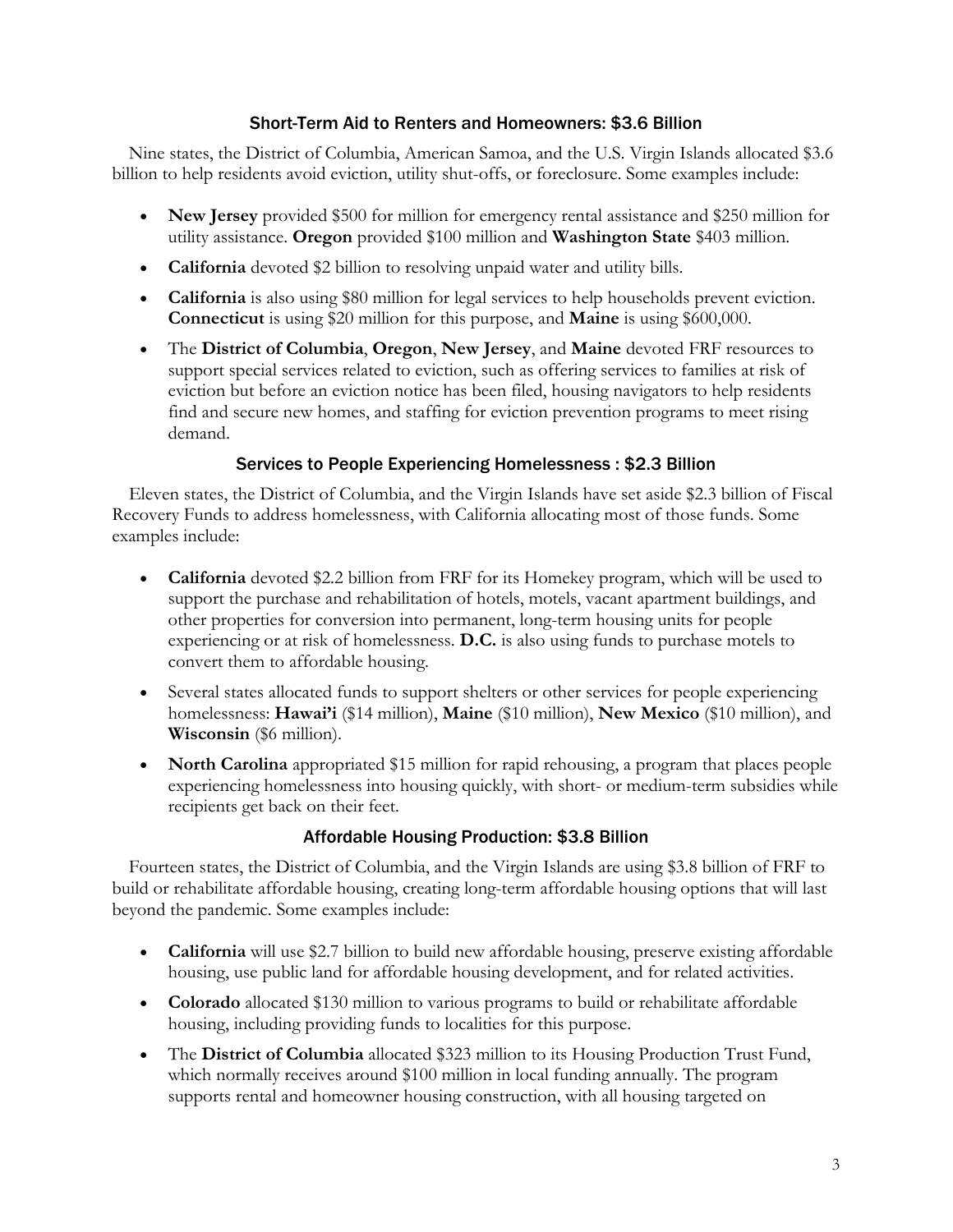### Short-Term Aid to Renters and Homeowners: $3.6 Billion

Nine states, the District of Columbia, American Samoa, and the U.S. Virgin Islands allocated $3.6 billion to help residents avoid eviction, utility shut-offs, or foreclosure. Some examples include:

- **New Jersey** provided $500 for million for emergency rental assistance and $250 million for utility assistance. **Oregon** provided $100 million and **Washington State** $403 million.
- **California** devoted $2 billion to resolving unpaid water and utility bills.
- **California** is also using $80 million for legal services to help households prevent eviction. **Connecticut** is using $20 million for this purpose, and **Maine** is using $600,000.
- The **District of Columbia**, **Oregon**, **New Jersey**, and **Maine** devoted FRF resources to support special services related to eviction, such as offering services to families at risk of eviction but before an eviction notice has been filed, housing navigators to help residents find and secure new homes, and staffing for eviction prevention programs to meet rising demand.

### Services to People Experiencing Homelessness : $2.3 Billion

Eleven states, the District of Columbia, and the Virgin Islands have set aside $2.3 billion of Fiscal Recovery Funds to address homelessness, with California allocating most of those funds. Some examples include:

- **California** devoted $2.2 billion from FRF for its Homekey program, which will be used to support the purchase and rehabilitation of hotels, motels, vacant apartment buildings, and other properties for conversion into permanent, long-term housing units for people experiencing or at risk of homelessness. **D.C.** is also using funds to purchase motels to convert them to affordable housing.
- Several states allocated funds to support shelters or other services for people experiencing homelessness: **Hawai'i** ($14 million), **Maine** ($10 million), **New Mexico** ($10 million), and **Wisconsin** ($6 million).
- **North Carolina** appropriated $15 million for rapid rehousing, a program that places people experiencing homelessness into housing quickly, with short- or medium-term subsidies while recipients get back on their feet.

### Affordable Housing Production: $3.8 Billion

Fourteen states, the District of Columbia, and the Virgin Islands are using $3.8 billion of FRF to build or rehabilitate affordable housing, creating long-term affordable housing options that will last beyond the pandemic. Some examples include:

- **California** will use $2.7 billion to build new affordable housing, preserve existing affordable housing, use public land for affordable housing development, and for related activities.
- **Colorado** allocated $130 million to various programs to build or rehabilitate affordable housing, including providing funds to localities for this purpose.
- The **District of Columbia** allocated $323 million to its Housing Production Trust Fund, which normally receives around $100 million in local funding annually. The program supports rental and homeowner housing construction, with all housing targeted on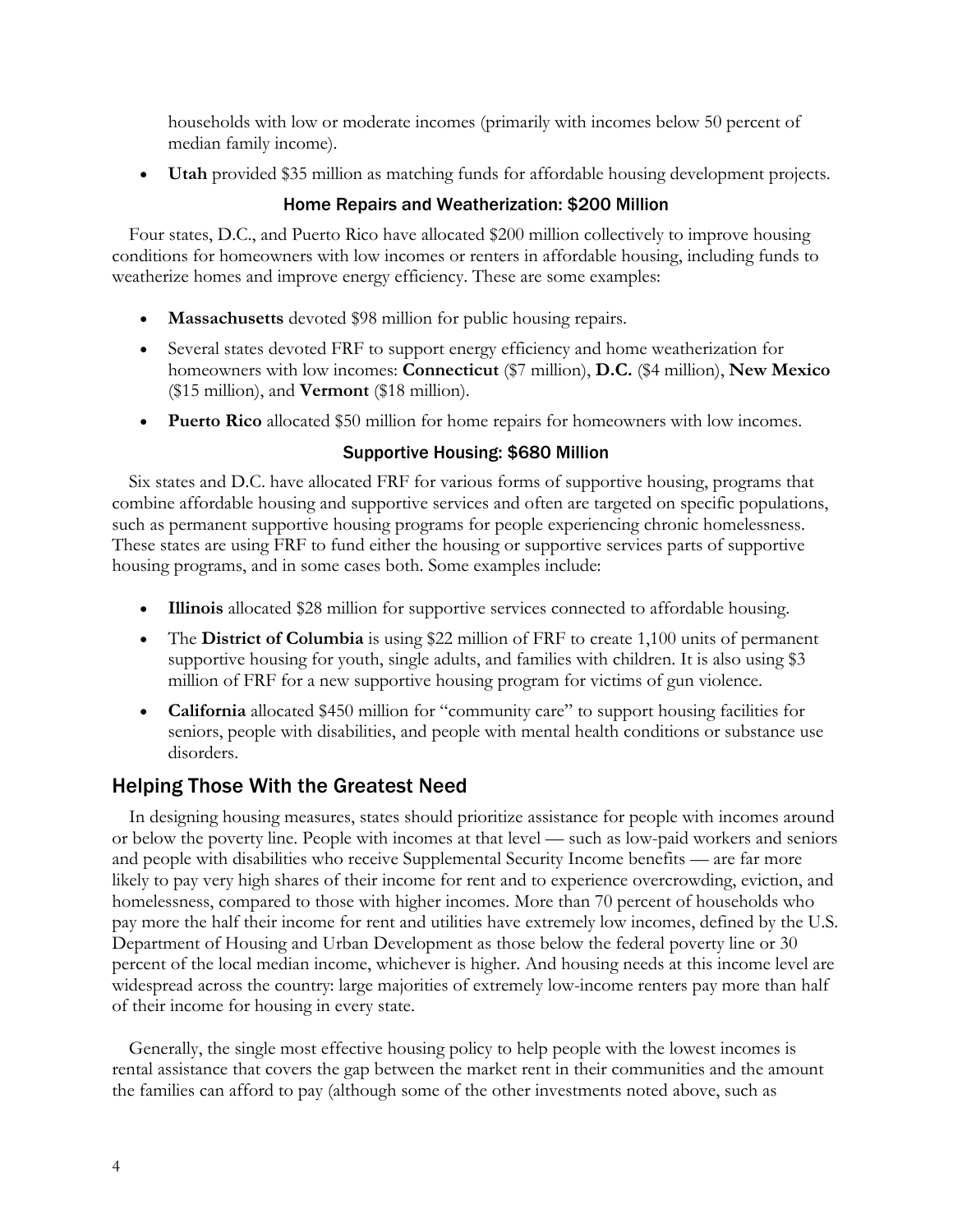households with low or moderate incomes (primarily with incomes below 50 percent of median family income).

- **Utah** provided $35 million as matching funds for affordable housing development projects.

### Home Repairs and Weatherization: $200 Million

Four states, D.C., and Puerto Rico have allocated $200 million collectively to improve housing conditions for homeowners with low incomes or renters in affordable housing, including funds to weatherize homes and improve energy efficiency. These are some examples:

- **Massachusetts** devoted $98 million for public housing repairs.
- Several states devoted FRF to support energy efficiency and home weatherization for homeowners with low incomes: **Connecticut** ($7 million), **D.C.** ($4 million), **New Mexico** ($15 million), and **Vermont** ($18 million).
- **Puerto Rico** allocated $50 million for home repairs for homeowners with low incomes.

### Supportive Housing: $680 Million

Six states and D.C. have allocated FRF for various forms of supportive housing, programs that combine affordable housing and supportive services and often are targeted on specific populations, such as permanent supportive housing programs for people experiencing chronic homelessness. These states are using FRF to fund either the housing or supportive services parts of supportive housing programs, and in some cases both. Some examples include:

- **Illinois** allocated $28 million for supportive services connected to affordable housing.
- The **District of Columbia** is using $22 million of FRF to create 1,100 units of permanent supportive housing for youth, single adults, and families with children. It is also using $3 million of FRF for a new supportive housing program for victims of gun violence.
- **California** allocated $450 million for "community care" to support housing facilities for seniors, people with disabilities, and people with mental health conditions or substance use disorders.

## Helping Those With the Greatest Need

In designing housing measures, states should prioritize assistance for people with incomes around or below the poverty line. People with incomes at that level — such as low-paid workers and seniors and people with disabilities who receive Supplemental Security Income benefits — are far more likely to pay very high shares of their income for rent and to experience overcrowding, eviction, and homelessness, compared to those with higher incomes. More than 70 percent of households who pay more the half their income for rent and utilities have extremely low incomes, defined by the U.S. Department of Housing and Urban Development as those below the federal poverty line or 30 percent of the local median income, whichever is higher. And housing needs at this income level are widespread across the country: large majorities of extremely low-income renters pay more than half of their income for housing in every state.

Generally, the single most effective housing policy to help people with the lowest incomes is rental assistance that covers the gap between the market rent in their communities and the amount the families can afford to pay (although some of the other investments noted above, such as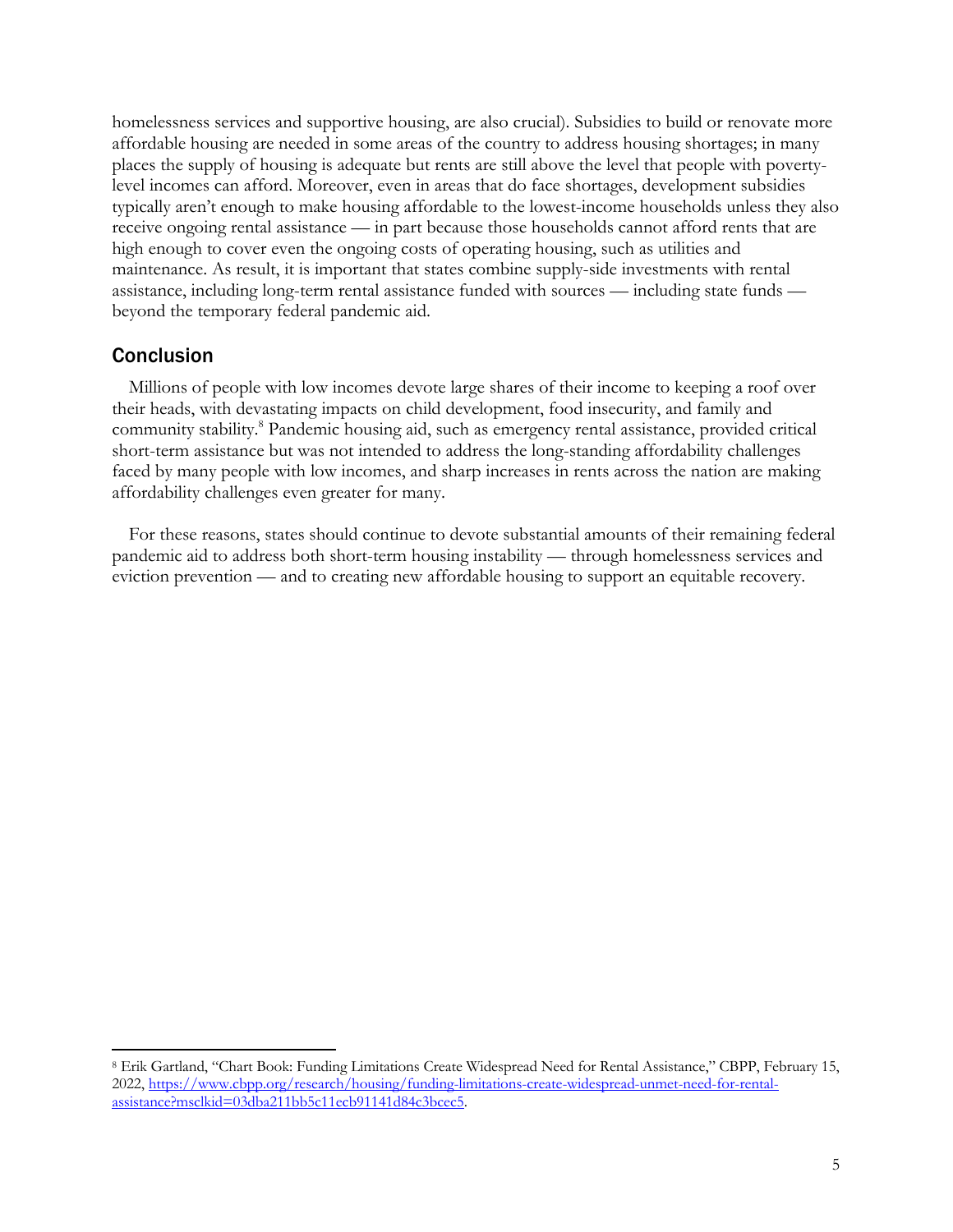homelessness services and supportive housing, are also crucial). Subsidies to build or renovate more affordable housing are needed in some areas of the country to address housing shortages; in many places the supply of housing is adequate but rents are still above the level that people with poverty-level incomes can afford. Moreover, even in areas that do face shortages, development subsidies typically aren't enough to make housing affordable to the lowest-income households unless they also receive ongoing rental assistance — in part because those households cannot afford rents that are high enough to cover even the ongoing costs of operating housing, such as utilities and maintenance. As result, it is important that states combine supply-side investments with rental assistance, including long-term rental assistance funded with sources — including state funds — beyond the temporary federal pandemic aid.

## Conclusion

Millions of people with low incomes devote large shares of their income to keeping a roof over their heads, with devastating impacts on child development, food insecurity, and family and community stability.[8] Pandemic housing aid, such as emergency rental assistance, provided critical short-term assistance but was not intended to address the long-standing affordability challenges faced by many people with low incomes, and sharp increases in rents across the nation are making affordability challenges even greater for many.

For these reasons, states should continue to devote substantial amounts of their remaining federal pandemic aid to address both short-term housing instability — through homelessness services and eviction prevention — and to creating new affordable housing to support an equitable recovery.

---

[8] Erik Gartland, "Chart Book: Funding Limitations Create Widespread Need for Rental Assistance," CBPP, February 15, 2022, https://www.cbpp.org/research/housing/funding-limitations-create-widespread-unmet-need-for-rental-assistance?msclkid=03dba211bb5c11ecb91141d84c3bcec5.